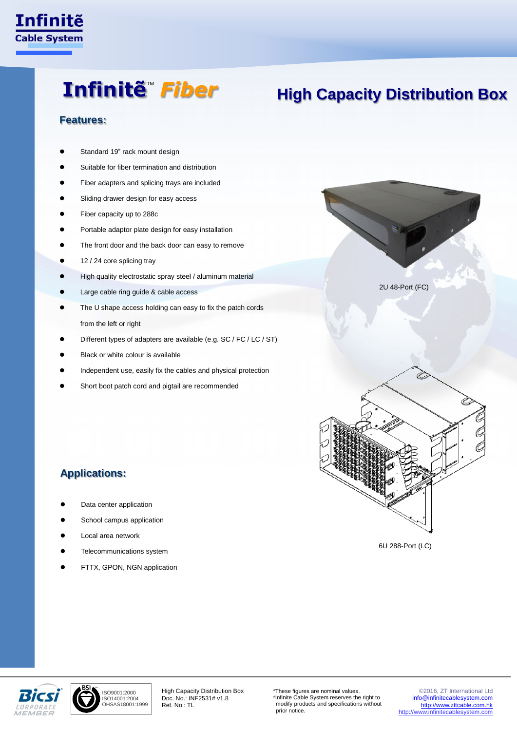# Infinitẽ™ Fiber

# High Capacity Distribution Box

## Features:

- Standard 19” rack mount design
- Suitable for fiber termination and distribution
- Fiber adapters and splicing trays are included
- Sliding drawer design for easy access
- Fiber capacity up to 288c
- Portable adaptor plate design for easy installation
- The front door and the back door can easy to remove
- 12 / 24 core splicing tray
- High quality electrostatic spray steel / aluminum material
- Large cable ring guide & cable access
- The U shape access holding can easy to fix the patch cords from the left or right
- Different types of adapters are available (e.g. SC / FC / LC / ST)
- Black or white colour is available
- Independent use, easily fix the cables and physical protection
- Short boot patch cord and pigtail are recommended

2U 48-Port (FC)

6U 288-Port (LC)

## Applications:

- Data center application
- School campus application
- Local area network
- Telecommunications system
- FTTX, GPON, NGN application

ISO9001:2000
ISO14001:2004
OHSAS18001:1999

High Capacity Distribution Box
Doc. No.: INF2531# v1.8
Ref. No.: TL

*These figures are nominal values.
*Infinite Cable System reserves the right to modify products and specifications without prior notice.

©2016, ZT International Ltd
info@infinitecablesystem.com
http://www.zttcable.com.hk
http://www.infinitecablesystem.com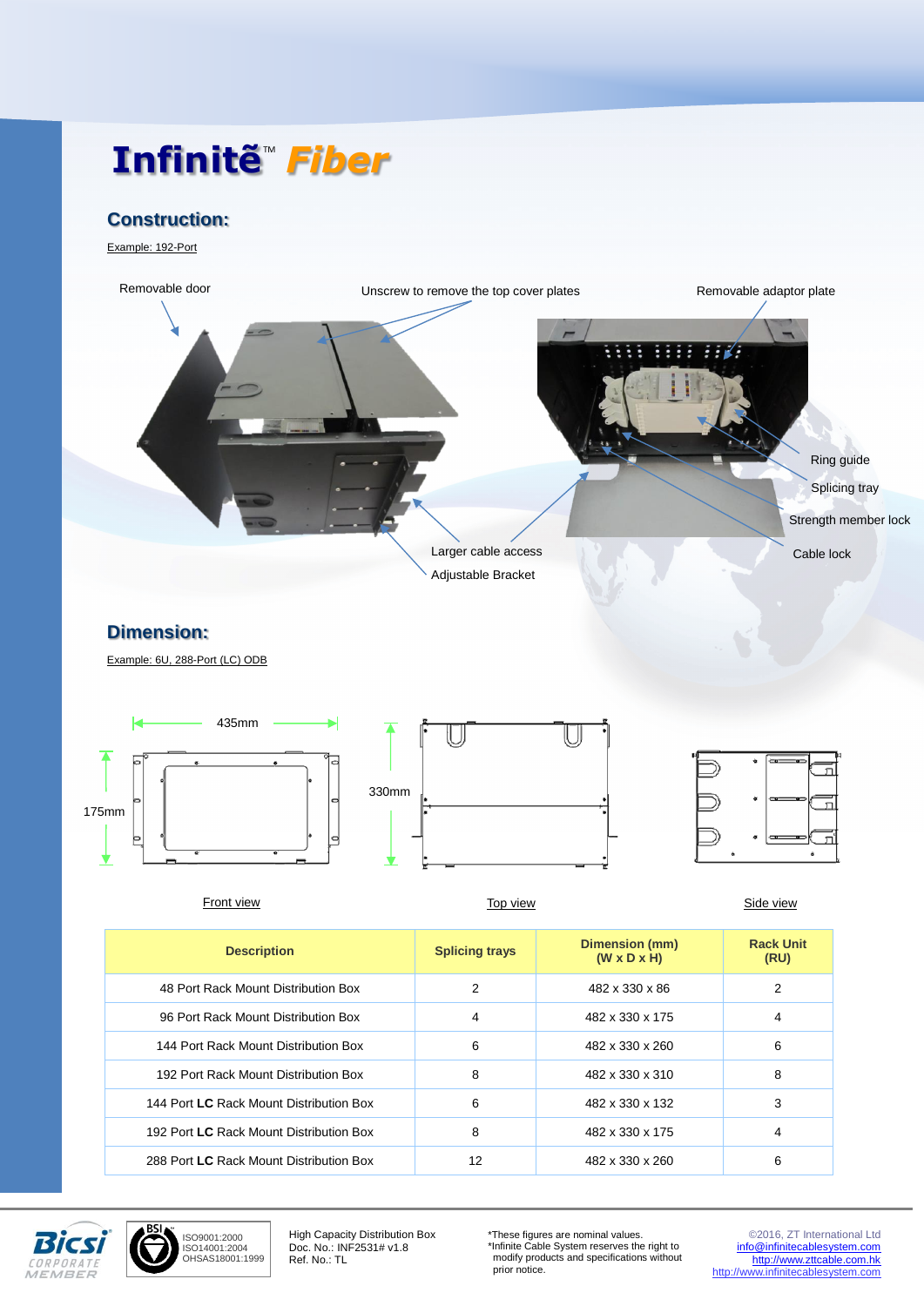# Infinitẽ™ Fiber

## Construction:

Example: 192-Port

Removable door

Unscrew to remove the top cover plates

Removable adaptor plate

Ring guide

Splicing tray

Strength member lock

Cable lock

Larger cable access

Adjustable Bracket

## Dimension:

Example: 6U, 288-Port (LC) ODB

435mm

175mm

330mm

Front view

Top view

Side view

| Description | Splicing trays | Dimension (mm) (W x D x H) | Rack Unit (RU) |
|---|---|---|---|
| 48 Port Rack Mount Distribution Box | 2 | 482 x 330 x 86 | 2 |
| 96 Port Rack Mount Distribution Box | 4 | 482 x 330 x 175 | 4 |
| 144 Port Rack Mount Distribution Box | 6 | 482 x 330 x 260 | 6 |
| 192 Port Rack Mount Distribution Box | 8 | 482 x 330 x 310 | 8 |
| 144 Port **LC** Rack Mount Distribution Box | 6 | 482 x 330 x 132 | 3 |
| 192 Port **LC** Rack Mount Distribution Box | 8 | 482 x 330 x 175 | 4 |
| 288 Port **LC** Rack Mount Distribution Box | 12 | 482 x 330 x 260 | 6 |

Bicsi CORPORATE MEMBER

BSI ISO9001:2000 ISO14001:2004 OHSAS18001:1999

High Capacity Distribution Box
Doc. No.: INF2531# v1.8
Ref. No.: TL

*These figures are nominal values.
*Infinite Cable System reserves the right to modify products and specifications without prior notice.

©2016, ZT International Ltd
info@infinitecablesystem.com
http://www.zttcable.com.hk
http://www.infinitecablesystem.com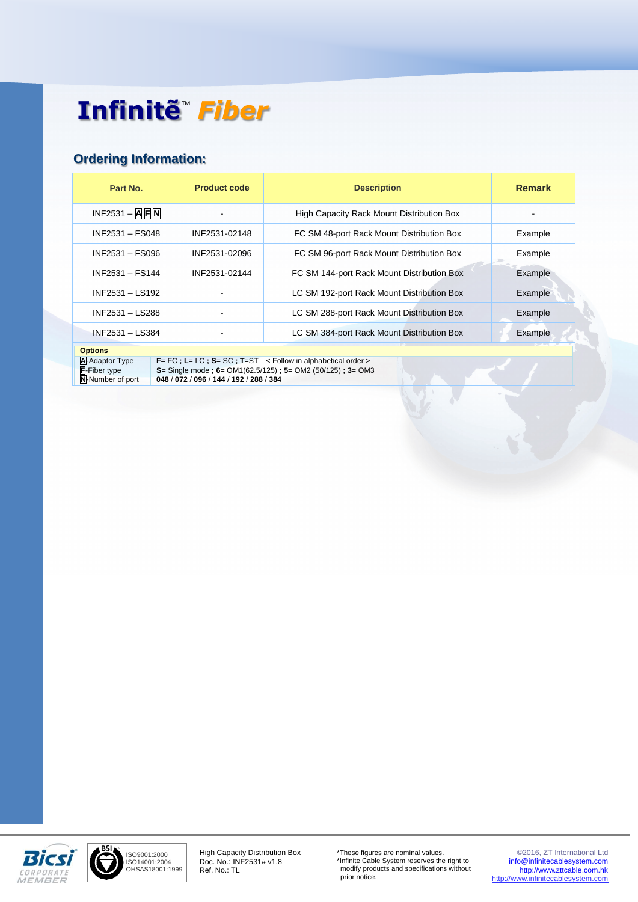# Infinitẽ™ Fiber

## Ordering Information:

| Part No. | Product code | Description | Remark |
|---|---|---|---|
| INF2531 – A F N | - | High Capacity Rack Mount Distribution Box | - |
| INF2531 – FS048 | INF2531-02148 | FC SM 48-port Rack Mount Distribution Box | Example |
| INF2531 – FS096 | INF2531-02096 | FC SM 96-port Rack Mount Distribution Box | Example |
| INF2531 – FS144 | INF2531-02144 | FC SM 144-port Rack Mount Distribution Box | Example |
| INF2531 – LS192 | - | LC SM 192-port Rack Mount Distribution Box | Example |
| INF2531 – LS288 | - | LC SM 288-port Rack Mount Distribution Box | Example |
| INF2531 – LS384 | - | LC SM 384-port Rack Mount Distribution Box | Example |

**Options**

| | |
|---|---|
| A-Adaptor Type | **F**= FC **;** **L**= LC **;** **S**= SC **;** **T**=ST < Follow in alphabetical order > |
| F-Fiber type | **S**= Single mode **;** **6**= OM1(62.5/125) **;** **5**= OM2 (50/125) **;** **3**= OM3 |
| N-Number of port | **048** / **072** / **096** / **144** / **192** / **288** / **384** |

ISO9001:2000
ISO14001:2004
OHSAS18001:1999

High Capacity Distribution Box
Doc. No.: INF2531# v1.8
Ref. No.: TL

*These figures are nominal values.
*Infinite Cable System reserves the right to modify products and specifications without prior notice.

©2016, ZT International Ltd
info@infinitecablesystem.com
http://www.zttcable.com.hk
http://www.infinitecablesystem.com